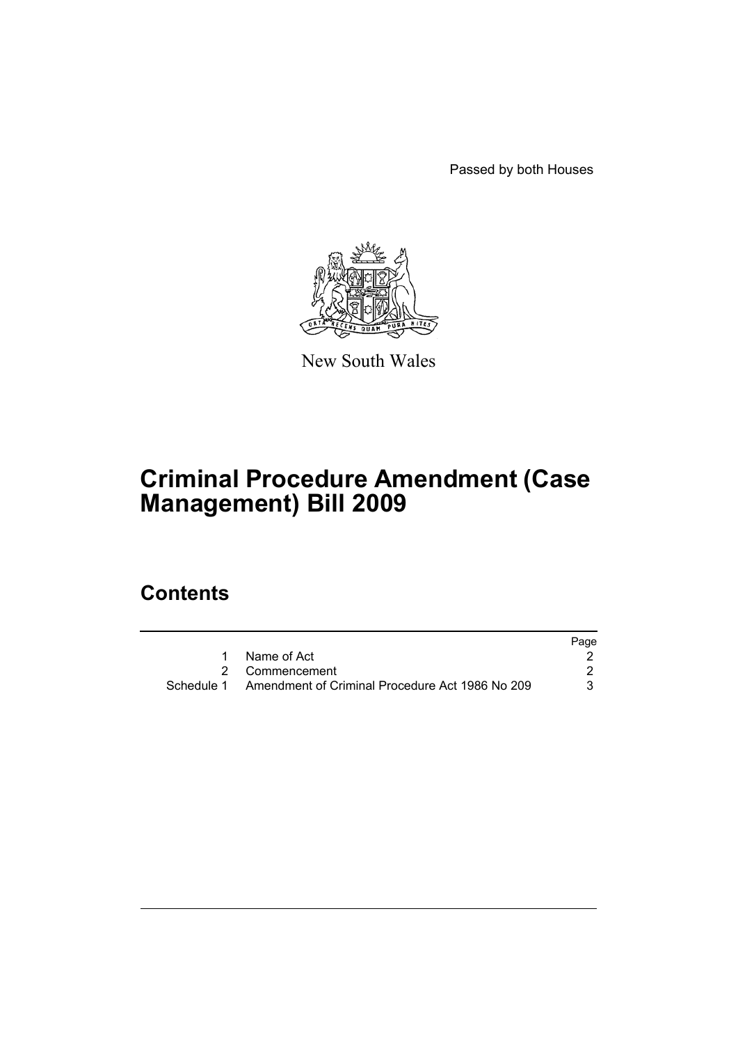Passed by both Houses

New South Wales

# Criminal Procedure Amendment (Case Management) Bill 2009

## Contents

| | | Page |
|---|---|---|
| 1 | Name of Act | 2 |
| 2 | Commencement | 2 |
| Schedule 1 | Amendment of Criminal Procedure Act 1986 No 209 | 3 |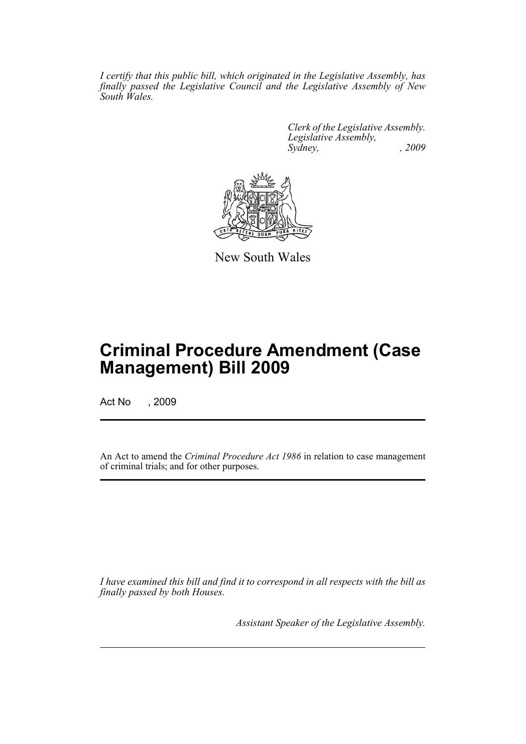*I certify that this public bill, which originated in the Legislative Assembly, has finally passed the Legislative Council and the Legislative Assembly of New South Wales.*

*Clerk of the Legislative Assembly.*
*Legislative Assembly,*
*Sydney, , 2009*

New South Wales

# Criminal Procedure Amendment (Case Management) Bill 2009

Act No , 2009

An Act to amend the *Criminal Procedure Act 1986* in relation to case management of criminal trials; and for other purposes.

*I have examined this bill and find it to correspond in all respects with the bill as finally passed by both Houses.*

*Assistant Speaker of the Legislative Assembly.*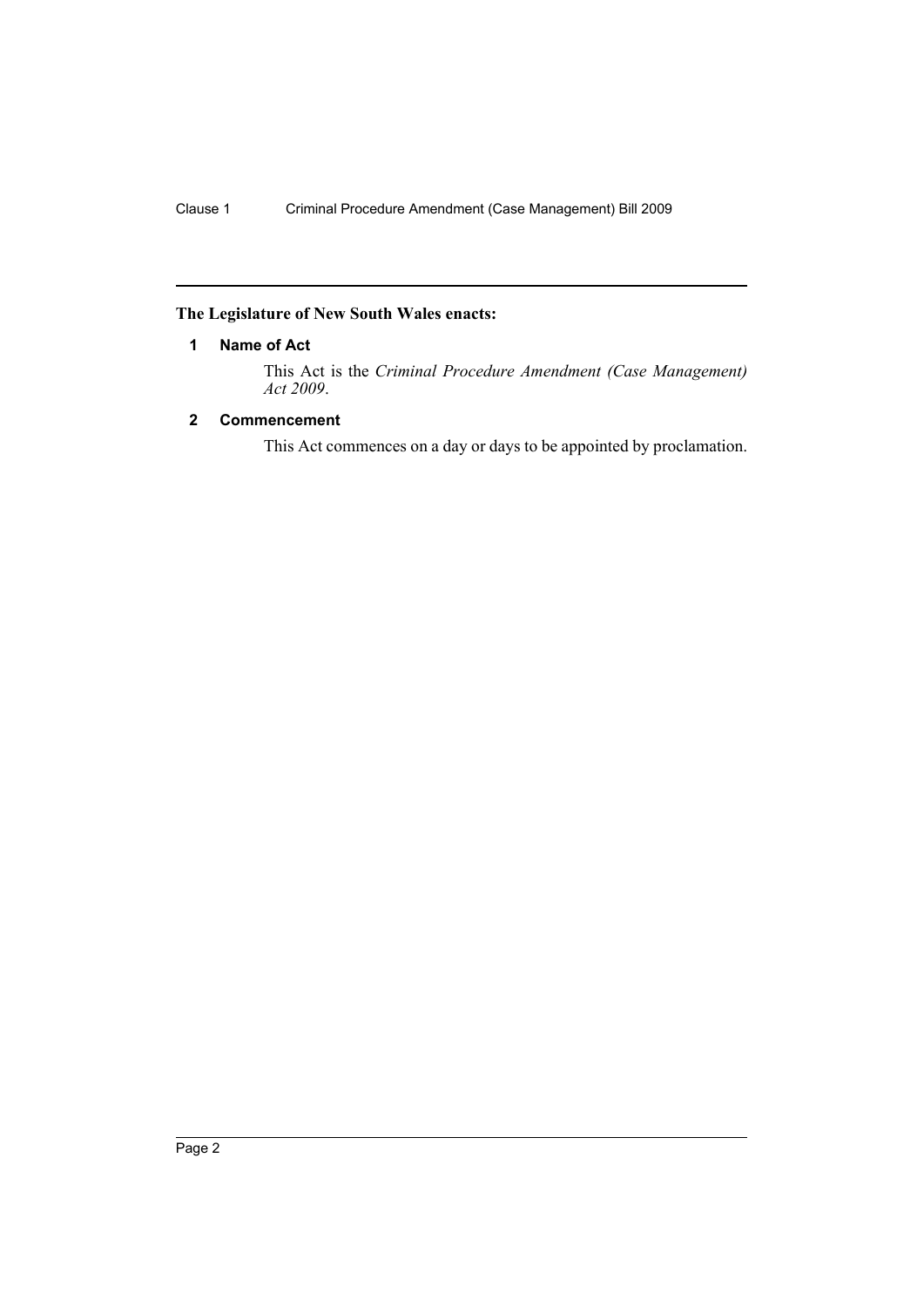**The Legislature of New South Wales enacts:**

## 1 Name of Act

This Act is the *Criminal Procedure Amendment (Case Management) Act 2009*.

## 2 Commencement

This Act commences on a day or days to be appointed by proclamation.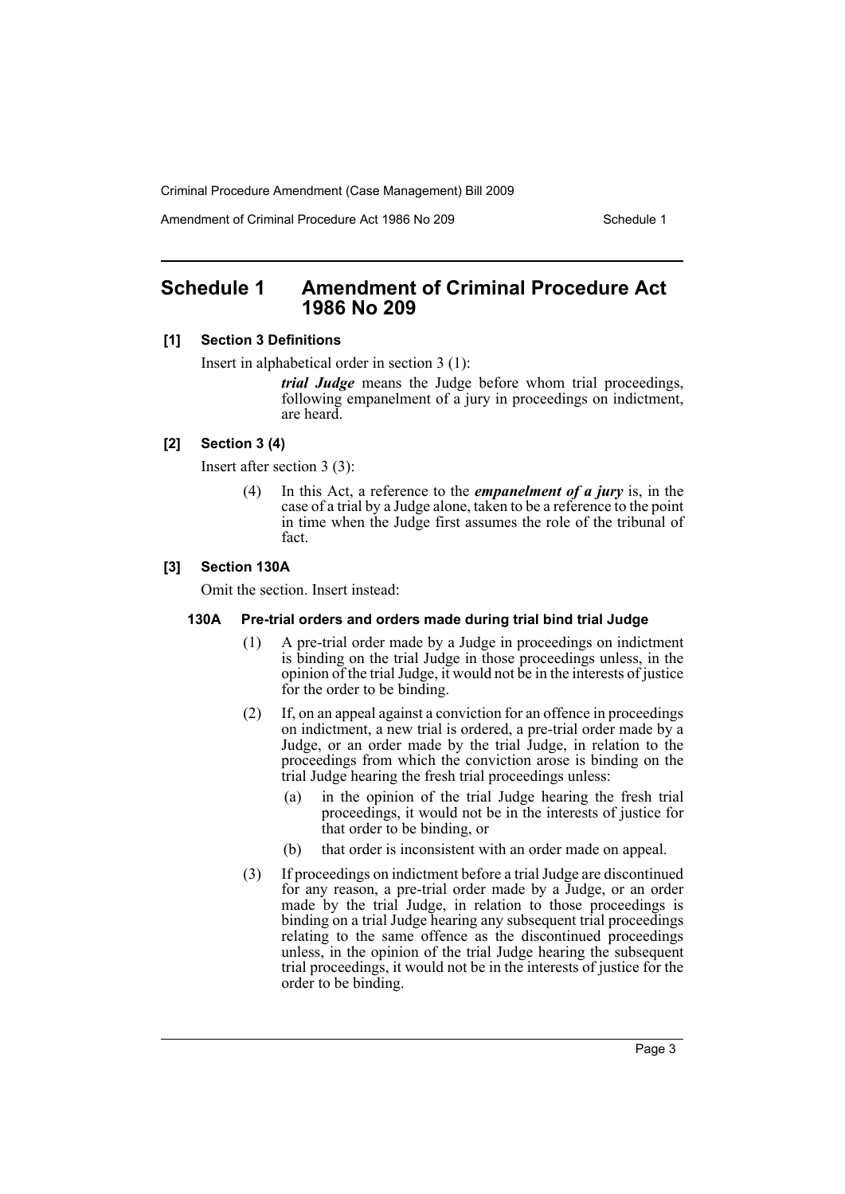## Schedule 1 Amendment of Criminal Procedure Act 1986 No 209

### [1] Section 3 Definitions

Insert in alphabetical order in section 3 (1):

> ***trial Judge*** means the Judge before whom trial proceedings, following empanelment of a jury in proceedings on indictment, are heard.

### [2] Section 3 (4)

Insert after section 3 (3):

> (4) In this Act, a reference to the ***empanelment of a jury*** is, in the case of a trial by a Judge alone, taken to be a reference to the point in time when the Judge first assumes the role of the tribunal of fact.

### [3] Section 130A

Omit the section. Insert instead:

#### 130A Pre-trial orders and orders made during trial bind trial Judge

(1) A pre-trial order made by a Judge in proceedings on indictment is binding on the trial Judge in those proceedings unless, in the opinion of the trial Judge, it would not be in the interests of justice for the order to be binding.

(2) If, on an appeal against a conviction for an offence in proceedings on indictment, a new trial is ordered, a pre-trial order made by a Judge, or an order made by the trial Judge, in relation to the proceedings from which the conviction arose is binding on the trial Judge hearing the fresh trial proceedings unless:

- (a) in the opinion of the trial Judge hearing the fresh trial proceedings, it would not be in the interests of justice for that order to be binding, or
- (b) that order is inconsistent with an order made on appeal.

(3) If proceedings on indictment before a trial Judge are discontinued for any reason, a pre-trial order made by a Judge, or an order made by the trial Judge, in relation to those proceedings is binding on a trial Judge hearing any subsequent trial proceedings relating to the same offence as the discontinued proceedings unless, in the opinion of the trial Judge hearing the subsequent trial proceedings, it would not be in the interests of justice for the order to be binding.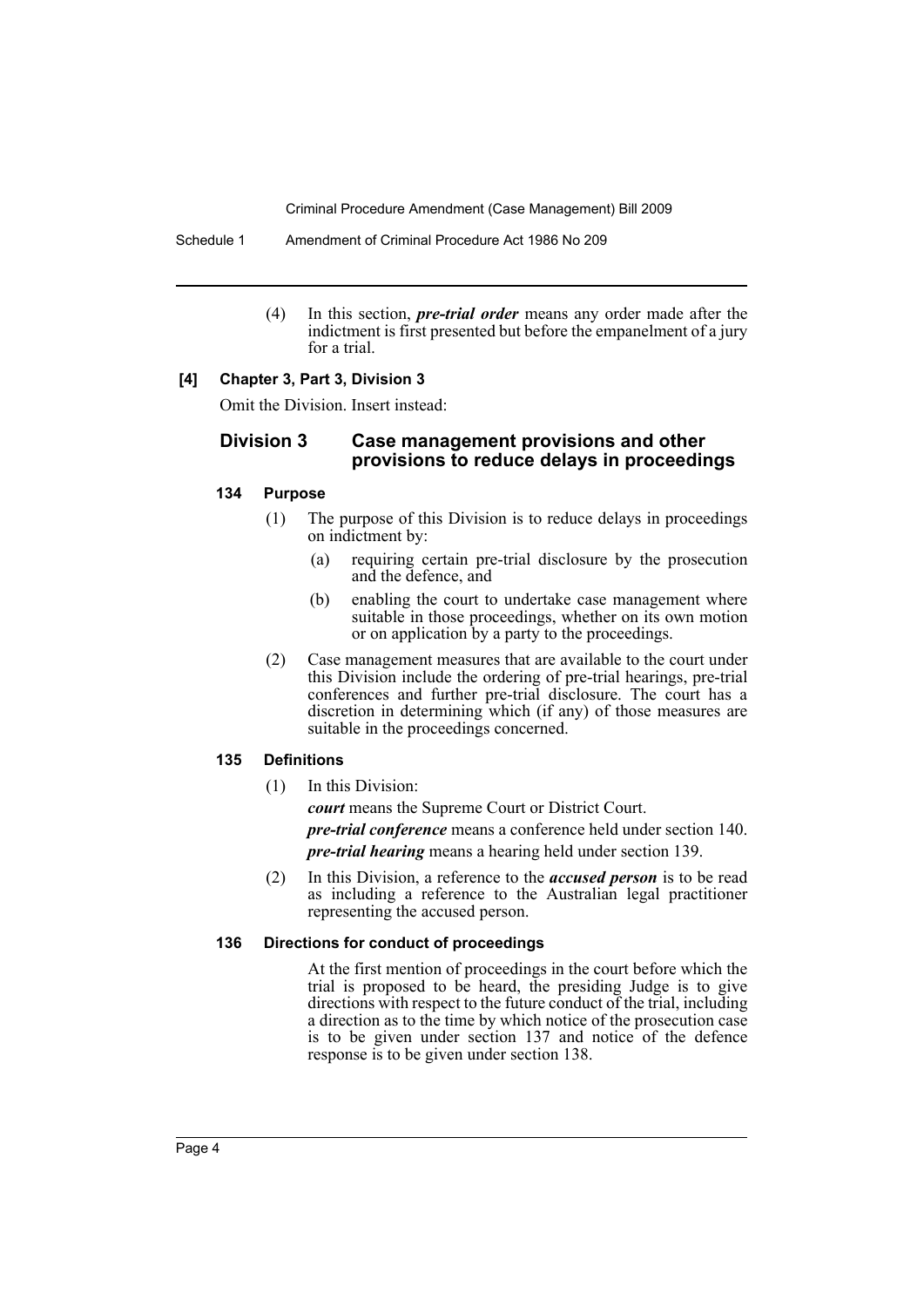(4) In this section, ***pre-trial order*** means any order made after the indictment is first presented but before the empanelment of a jury for a trial.

**[4] Chapter 3, Part 3, Division 3**

Omit the Division. Insert instead:

## Division 3 Case management provisions and other provisions to reduce delays in proceedings

### 134 Purpose

(1) The purpose of this Division is to reduce delays in proceedings on indictment by:

- (a) requiring certain pre-trial disclosure by the prosecution and the defence, and
- (b) enabling the court to undertake case management where suitable in those proceedings, whether on its own motion or on application by a party to the proceedings.

(2) Case management measures that are available to the court under this Division include the ordering of pre-trial hearings, pre-trial conferences and further pre-trial disclosure. The court has a discretion in determining which (if any) of those measures are suitable in the proceedings concerned.

### 135 Definitions

(1) In this Division:

***court*** means the Supreme Court or District Court.

***pre-trial conference*** means a conference held under section 140.

***pre-trial hearing*** means a hearing held under section 139.

(2) In this Division, a reference to the ***accused person*** is to be read as including a reference to the Australian legal practitioner representing the accused person.

### 136 Directions for conduct of proceedings

At the first mention of proceedings in the court before which the trial is proposed to be heard, the presiding Judge is to give directions with respect to the future conduct of the trial, including a direction as to the time by which notice of the prosecution case is to be given under section 137 and notice of the defence response is to be given under section 138.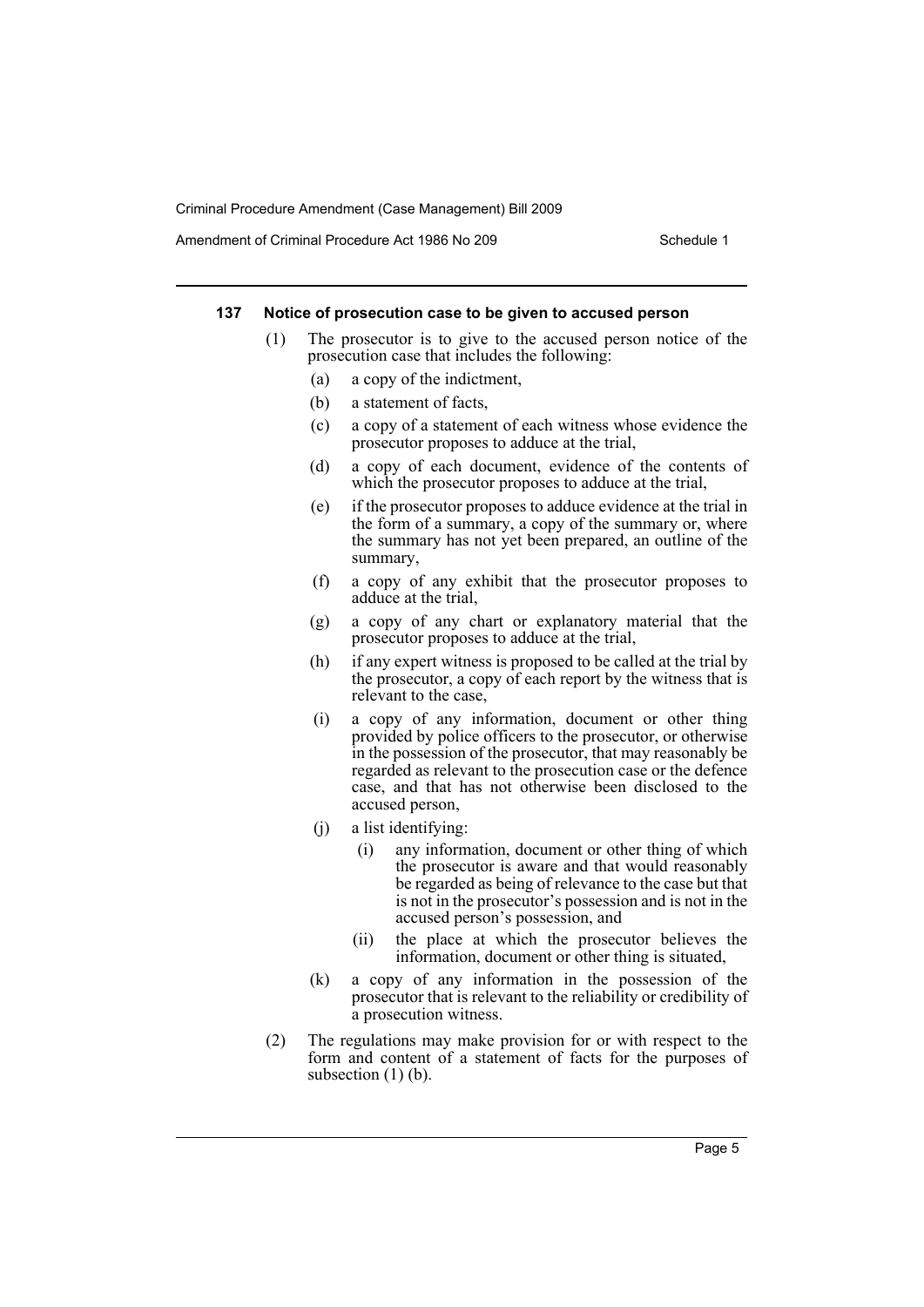#### 137 Notice of prosecution case to be given to accused person

(1) The prosecutor is to give to the accused person notice of the prosecution case that includes the following:

- (a) a copy of the indictment,
- (b) a statement of facts,
- (c) a copy of a statement of each witness whose evidence the prosecutor proposes to adduce at the trial,
- (d) a copy of each document, evidence of the contents of which the prosecutor proposes to adduce at the trial,
- (e) if the prosecutor proposes to adduce evidence at the trial in the form of a summary, a copy of the summary or, where the summary has not yet been prepared, an outline of the summary,
- (f) a copy of any exhibit that the prosecutor proposes to adduce at the trial,
- (g) a copy of any chart or explanatory material that the prosecutor proposes to adduce at the trial,
- (h) if any expert witness is proposed to be called at the trial by the prosecutor, a copy of each report by the witness that is relevant to the case,
- (i) a copy of any information, document or other thing provided by police officers to the prosecutor, or otherwise in the possession of the prosecutor, that may reasonably be regarded as relevant to the prosecution case or the defence case, and that has not otherwise been disclosed to the accused person,
- (j) a list identifying:
  - (i) any information, document or other thing of which the prosecutor is aware and that would reasonably be regarded as being of relevance to the case but that is not in the prosecutor's possession and is not in the accused person's possession, and
  - (ii) the place at which the prosecutor believes the information, document or other thing is situated,
- (k) a copy of any information in the possession of the prosecutor that is relevant to the reliability or credibility of a prosecution witness.

(2) The regulations may make provision for or with respect to the form and content of a statement of facts for the purposes of subsection (1) (b).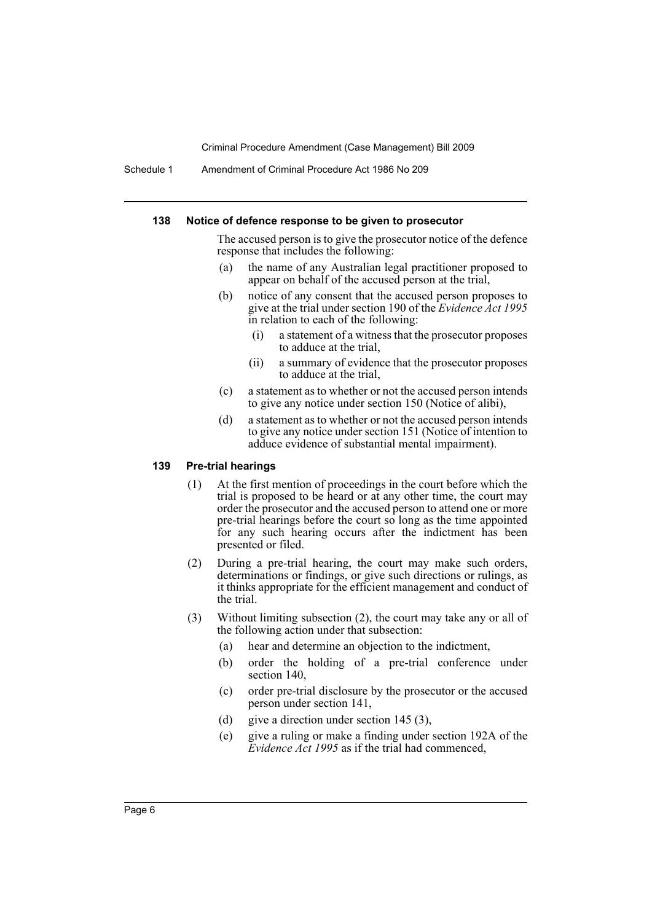#### 138 Notice of defence response to be given to prosecutor

The accused person is to give the prosecutor notice of the defence response that includes the following:

(a) the name of any Australian legal practitioner proposed to appear on behalf of the accused person at the trial,

(b) notice of any consent that the accused person proposes to give at the trial under section 190 of the *Evidence Act 1995* in relation to each of the following:

  (i) a statement of a witness that the prosecutor proposes to adduce at the trial,

  (ii) a summary of evidence that the prosecutor proposes to adduce at the trial,

(c) a statement as to whether or not the accused person intends to give any notice under section 150 (Notice of alibi),

(d) a statement as to whether or not the accused person intends to give any notice under section 151 (Notice of intention to adduce evidence of substantial mental impairment).

#### 139 Pre-trial hearings

(1) At the first mention of proceedings in the court before which the trial is proposed to be heard or at any other time, the court may order the prosecutor and the accused person to attend one or more pre-trial hearings before the court so long as the time appointed for any such hearing occurs after the indictment has been presented or filed.

(2) During a pre-trial hearing, the court may make such orders, determinations or findings, or give such directions or rulings, as it thinks appropriate for the efficient management and conduct of the trial.

(3) Without limiting subsection (2), the court may take any or all of the following action under that subsection:

(a) hear and determine an objection to the indictment,

(b) order the holding of a pre-trial conference under section 140,

(c) order pre-trial disclosure by the prosecutor or the accused person under section 141,

(d) give a direction under section 145 (3),

(e) give a ruling or make a finding under section 192A of the *Evidence Act 1995* as if the trial had commenced,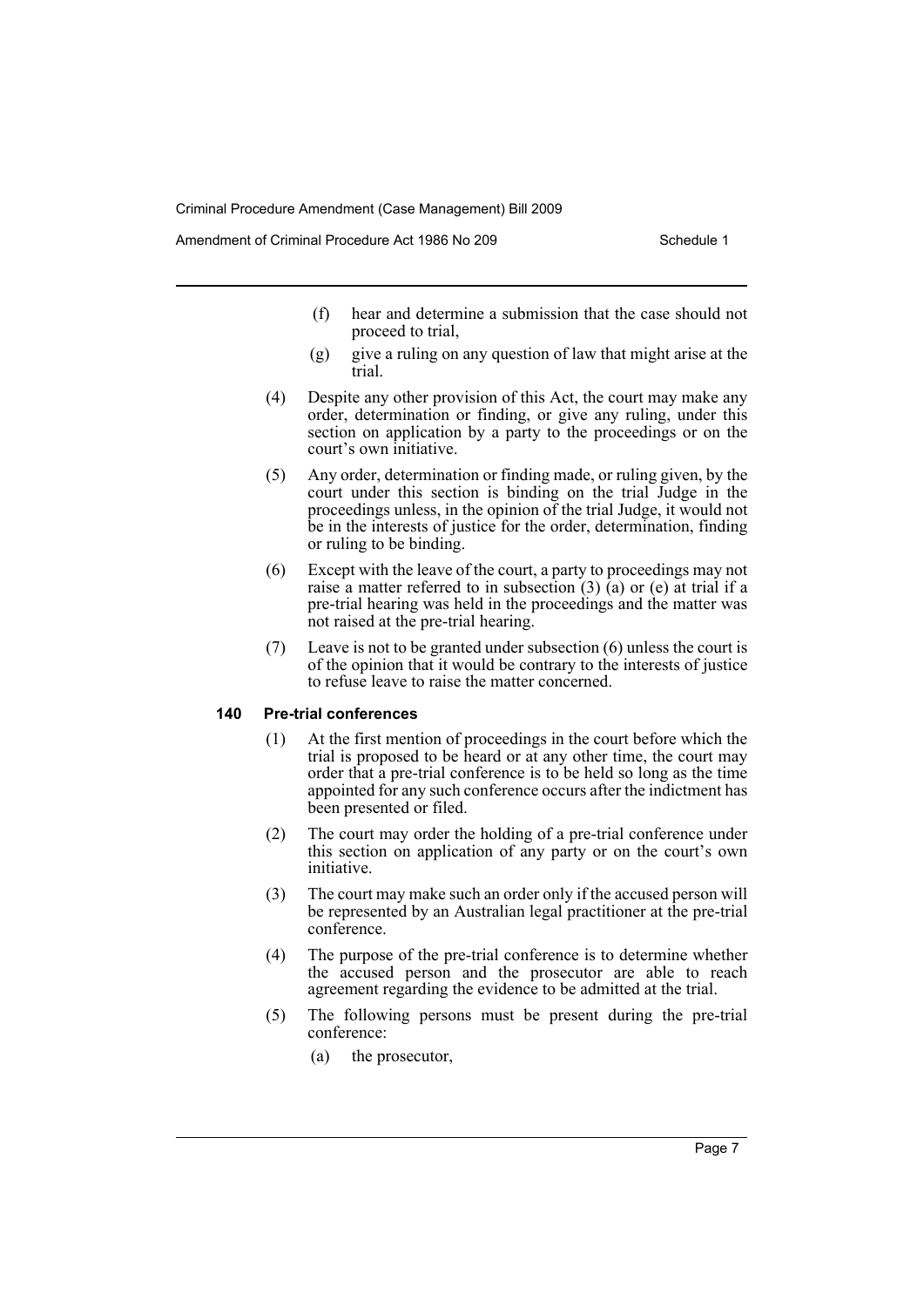(f) hear and determine a submission that the case should not proceed to trial,

(g) give a ruling on any question of law that might arise at the trial.

(4) Despite any other provision of this Act, the court may make any order, determination or finding, or give any ruling, under this section on application by a party to the proceedings or on the court's own initiative.

(5) Any order, determination or finding made, or ruling given, by the court under this section is binding on the trial Judge in the proceedings unless, in the opinion of the trial Judge, it would not be in the interests of justice for the order, determination, finding or ruling to be binding.

(6) Except with the leave of the court, a party to proceedings may not raise a matter referred to in subsection (3) (a) or (e) at trial if a pre-trial hearing was held in the proceedings and the matter was not raised at the pre-trial hearing.

(7) Leave is not to be granted under subsection (6) unless the court is of the opinion that it would be contrary to the interests of justice to refuse leave to raise the matter concerned.

**140 Pre-trial conferences**

(1) At the first mention of proceedings in the court before which the trial is proposed to be heard or at any other time, the court may order that a pre-trial conference is to be held so long as the time appointed for any such conference occurs after the indictment has been presented or filed.

(2) The court may order the holding of a pre-trial conference under this section on application of any party or on the court's own initiative.

(3) The court may make such an order only if the accused person will be represented by an Australian legal practitioner at the pre-trial conference.

(4) The purpose of the pre-trial conference is to determine whether the accused person and the prosecutor are able to reach agreement regarding the evidence to be admitted at the trial.

(5) The following persons must be present during the pre-trial conference:

(a) the prosecutor,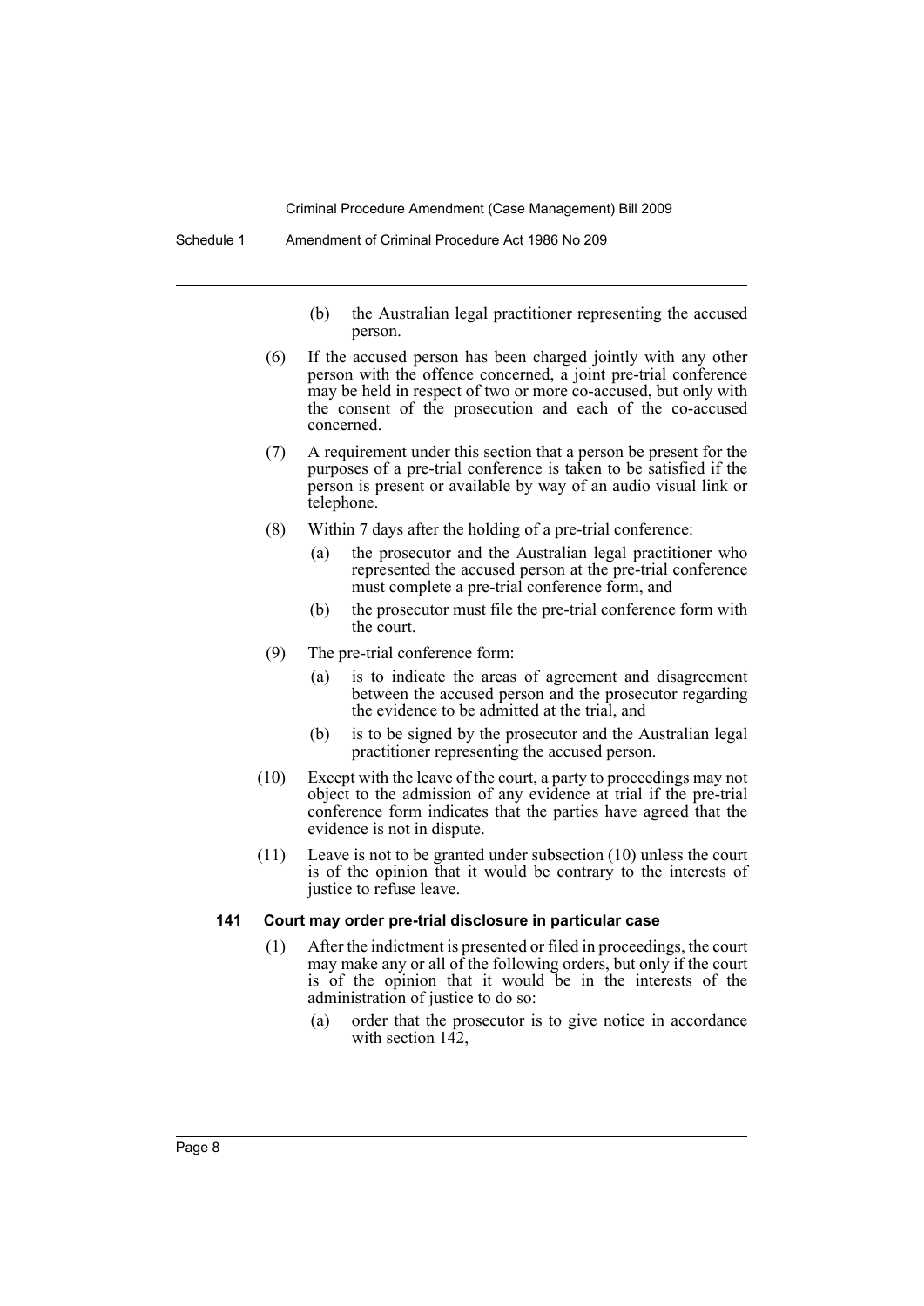(b) the Australian legal practitioner representing the accused person.

(6) If the accused person has been charged jointly with any other person with the offence concerned, a joint pre-trial conference may be held in respect of two or more co-accused, but only with the consent of the prosecution and each of the co-accused concerned.

(7) A requirement under this section that a person be present for the purposes of a pre-trial conference is taken to be satisfied if the person is present or available by way of an audio visual link or telephone.

(8) Within 7 days after the holding of a pre-trial conference:

(a) the prosecutor and the Australian legal practitioner who represented the accused person at the pre-trial conference must complete a pre-trial conference form, and

(b) the prosecutor must file the pre-trial conference form with the court.

(9) The pre-trial conference form:

(a) is to indicate the areas of agreement and disagreement between the accused person and the prosecutor regarding the evidence to be admitted at the trial, and

(b) is to be signed by the prosecutor and the Australian legal practitioner representing the accused person.

(10) Except with the leave of the court, a party to proceedings may not object to the admission of any evidence at trial if the pre-trial conference form indicates that the parties have agreed that the evidence is not in dispute.

(11) Leave is not to be granted under subsection (10) unless the court is of the opinion that it would be contrary to the interests of justice to refuse leave.

### 141 Court may order pre-trial disclosure in particular case

(1) After the indictment is presented or filed in proceedings, the court may make any or all of the following orders, but only if the court is of the opinion that it would be in the interests of the administration of justice to do so:

(a) order that the prosecutor is to give notice in accordance with section 142,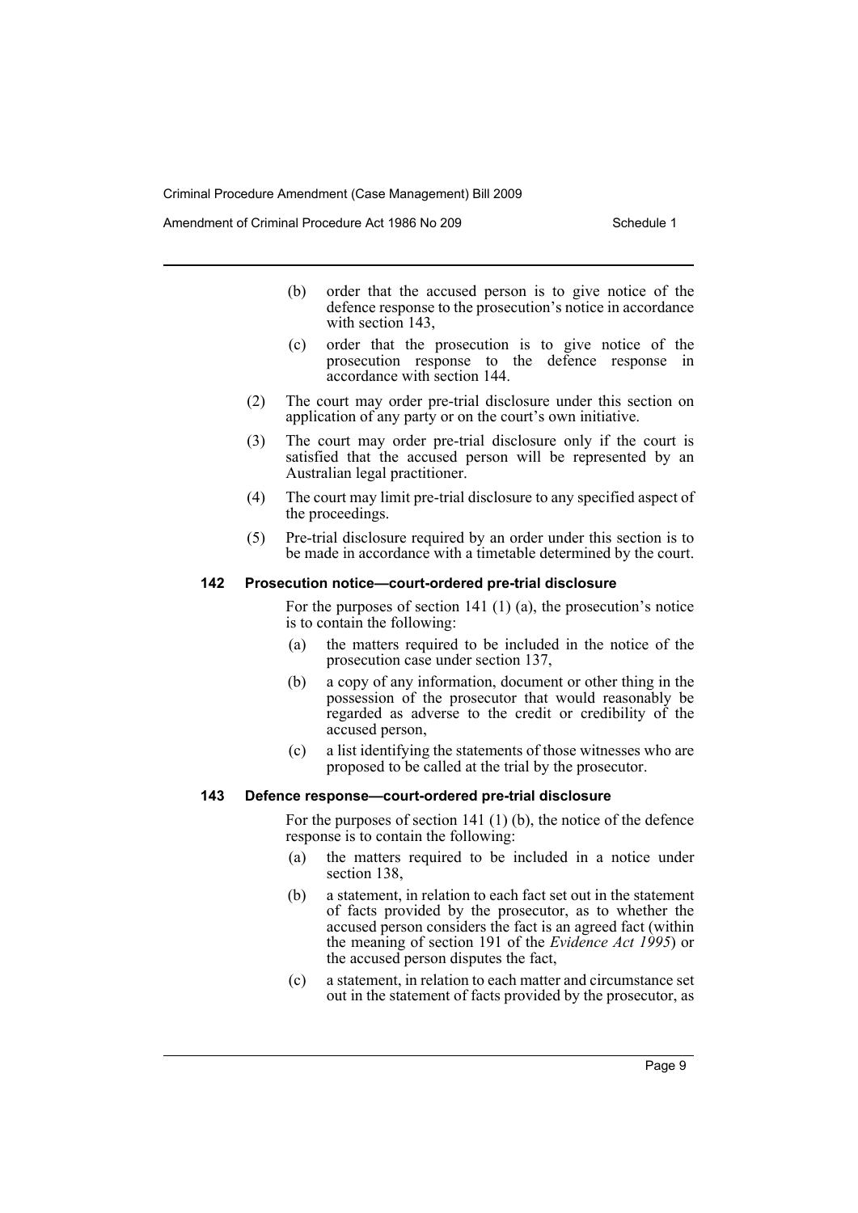(b) order that the accused person is to give notice of the defence response to the prosecution's notice in accordance with section 143,

(c) order that the prosecution is to give notice of the prosecution response to the defence response in accordance with section 144.

(2) The court may order pre-trial disclosure under this section on application of any party or on the court's own initiative.

(3) The court may order pre-trial disclosure only if the court is satisfied that the accused person will be represented by an Australian legal practitioner.

(4) The court may limit pre-trial disclosure to any specified aspect of the proceedings.

(5) Pre-trial disclosure required by an order under this section is to be made in accordance with a timetable determined by the court.

**142 Prosecution notice—court-ordered pre-trial disclosure**

For the purposes of section 141 (1) (a), the prosecution's notice is to contain the following:

(a) the matters required to be included in the notice of the prosecution case under section 137,

(b) a copy of any information, document or other thing in the possession of the prosecutor that would reasonably be regarded as adverse to the credit or credibility of the accused person,

(c) a list identifying the statements of those witnesses who are proposed to be called at the trial by the prosecutor.

**143 Defence response—court-ordered pre-trial disclosure**

For the purposes of section 141 (1) (b), the notice of the defence response is to contain the following:

(a) the matters required to be included in a notice under section 138,

(b) a statement, in relation to each fact set out in the statement of facts provided by the prosecutor, as to whether the accused person considers the fact is an agreed fact (within the meaning of section 191 of the *Evidence Act 1995*) or the accused person disputes the fact,

(c) a statement, in relation to each matter and circumstance set out in the statement of facts provided by the prosecutor, as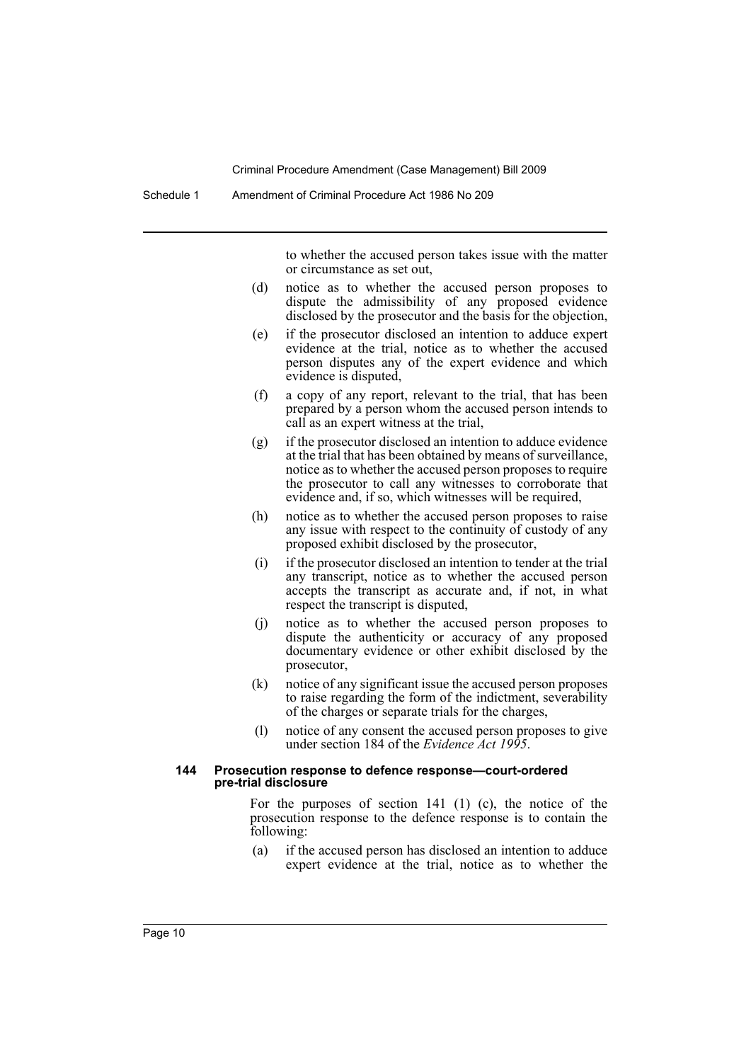to whether the accused person takes issue with the matter or circumstance as set out,

(d) notice as to whether the accused person proposes to dispute the admissibility of any proposed evidence disclosed by the prosecutor and the basis for the objection,

(e) if the prosecutor disclosed an intention to adduce expert evidence at the trial, notice as to whether the accused person disputes any of the expert evidence and which evidence is disputed,

(f) a copy of any report, relevant to the trial, that has been prepared by a person whom the accused person intends to call as an expert witness at the trial,

(g) if the prosecutor disclosed an intention to adduce evidence at the trial that has been obtained by means of surveillance, notice as to whether the accused person proposes to require the prosecutor to call any witnesses to corroborate that evidence and, if so, which witnesses will be required,

(h) notice as to whether the accused person proposes to raise any issue with respect to the continuity of custody of any proposed exhibit disclosed by the prosecutor,

(i) if the prosecutor disclosed an intention to tender at the trial any transcript, notice as to whether the accused person accepts the transcript as accurate and, if not, in what respect the transcript is disputed,

(j) notice as to whether the accused person proposes to dispute the authenticity or accuracy of any proposed documentary evidence or other exhibit disclosed by the prosecutor,

(k) notice of any significant issue the accused person proposes to raise regarding the form of the indictment, severability of the charges or separate trials for the charges,

(l) notice of any consent the accused person proposes to give under section 184 of the *Evidence Act 1995*.

**144 Prosecution response to defence response—court-ordered pre-trial disclosure**

For the purposes of section 141 (1) (c), the notice of the prosecution response to the defence response is to contain the following:

(a) if the accused person has disclosed an intention to adduce expert evidence at the trial, notice as to whether the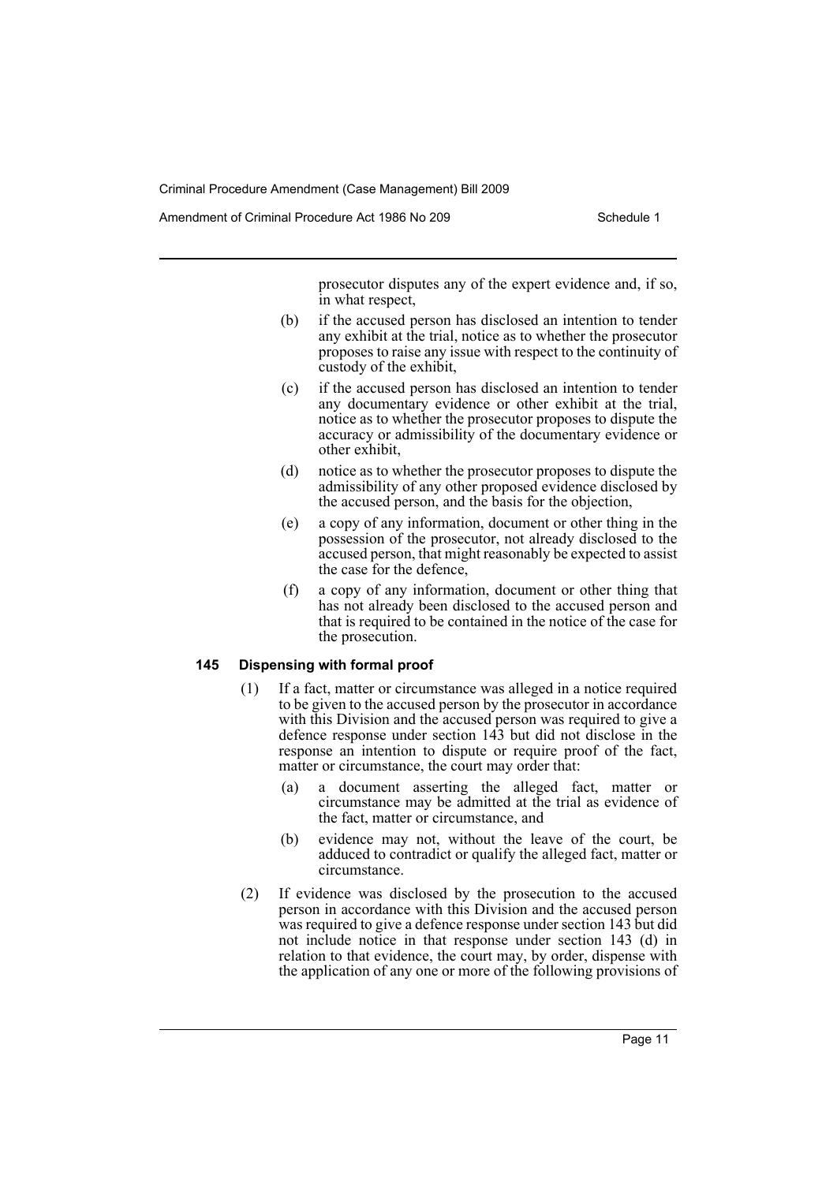prosecutor disputes any of the expert evidence and, if so, in what respect,

(b) if the accused person has disclosed an intention to tender any exhibit at the trial, notice as to whether the prosecutor proposes to raise any issue with respect to the continuity of custody of the exhibit,

(c) if the accused person has disclosed an intention to tender any documentary evidence or other exhibit at the trial, notice as to whether the prosecutor proposes to dispute the accuracy or admissibility of the documentary evidence or other exhibit,

(d) notice as to whether the prosecutor proposes to dispute the admissibility of any other proposed evidence disclosed by the accused person, and the basis for the objection,

(e) a copy of any information, document or other thing in the possession of the prosecutor, not already disclosed to the accused person, that might reasonably be expected to assist the case for the defence,

(f) a copy of any information, document or other thing that has not already been disclosed to the accused person and that is required to be contained in the notice of the case for the prosecution.

**145 Dispensing with formal proof**

(1) If a fact, matter or circumstance was alleged in a notice required to be given to the accused person by the prosecutor in accordance with this Division and the accused person was required to give a defence response under section 143 but did not disclose in the response an intention to dispute or require proof of the fact, matter or circumstance, the court may order that:

(a) a document asserting the alleged fact, matter or circumstance may be admitted at the trial as evidence of the fact, matter or circumstance, and

(b) evidence may not, without the leave of the court, be adduced to contradict or qualify the alleged fact, matter or circumstance.

(2) If evidence was disclosed by the prosecution to the accused person in accordance with this Division and the accused person was required to give a defence response under section 143 but did not include notice in that response under section 143 (d) in relation to that evidence, the court may, by order, dispense with the application of any one or more of the following provisions of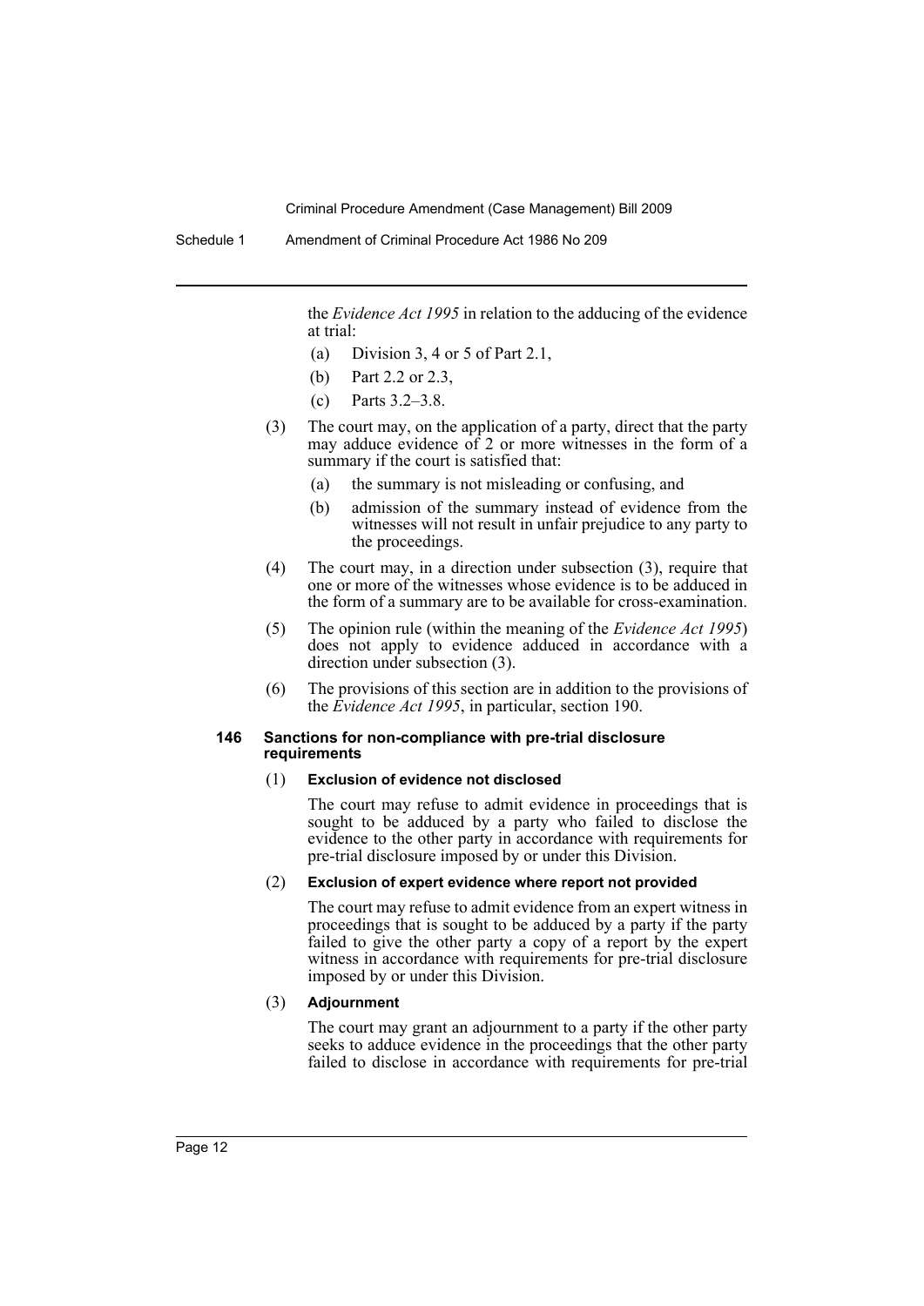the *Evidence Act 1995* in relation to the adducing of the evidence at trial:

(a) Division 3, 4 or 5 of Part 2.1,

(b) Part 2.2 or 2.3,

(c) Parts 3.2–3.8.

(3) The court may, on the application of a party, direct that the party may adduce evidence of 2 or more witnesses in the form of a summary if the court is satisfied that:

(a) the summary is not misleading or confusing, and

(b) admission of the summary instead of evidence from the witnesses will not result in unfair prejudice to any party to the proceedings.

(4) The court may, in a direction under subsection (3), require that one or more of the witnesses whose evidence is to be adduced in the form of a summary are to be available for cross-examination.

(5) The opinion rule (within the meaning of the *Evidence Act 1995*) does not apply to evidence adduced in accordance with a direction under subsection (3).

(6) The provisions of this section are in addition to the provisions of the *Evidence Act 1995*, in particular, section 190.

**146 Sanctions for non-compliance with pre-trial disclosure requirements**

(1) **Exclusion of evidence not disclosed**

The court may refuse to admit evidence in proceedings that is sought to be adduced by a party who failed to disclose the evidence to the other party in accordance with requirements for pre-trial disclosure imposed by or under this Division.

(2) **Exclusion of expert evidence where report not provided**

The court may refuse to admit evidence from an expert witness in proceedings that is sought to be adduced by a party if the party failed to give the other party a copy of a report by the expert witness in accordance with requirements for pre-trial disclosure imposed by or under this Division.

(3) **Adjournment**

The court may grant an adjournment to a party if the other party seeks to adduce evidence in the proceedings that the other party failed to disclose in accordance with requirements for pre-trial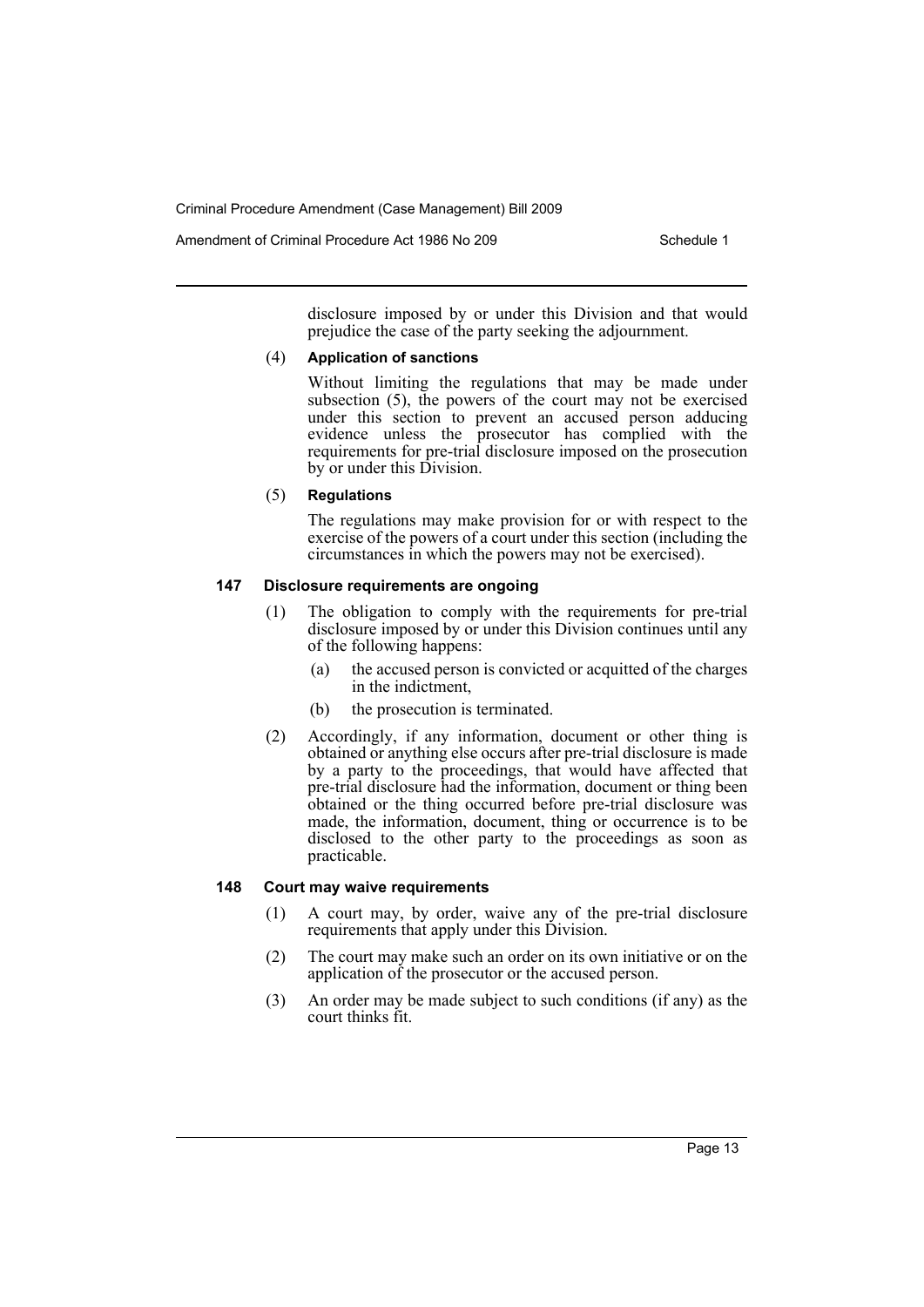disclosure imposed by or under this Division and that would prejudice the case of the party seeking the adjournment.

(4) **Application of sanctions**

Without limiting the regulations that may be made under subsection (5), the powers of the court may not be exercised under this section to prevent an accused person adducing evidence unless the prosecutor has complied with the requirements for pre-trial disclosure imposed on the prosecution by or under this Division.

(5) **Regulations**

The regulations may make provision for or with respect to the exercise of the powers of a court under this section (including the circumstances in which the powers may not be exercised).

#### 147 Disclosure requirements are ongoing

(1) The obligation to comply with the requirements for pre-trial disclosure imposed by or under this Division continues until any of the following happens:

- (a) the accused person is convicted or acquitted of the charges in the indictment,
- (b) the prosecution is terminated.

(2) Accordingly, if any information, document or other thing is obtained or anything else occurs after pre-trial disclosure is made by a party to the proceedings, that would have affected that pre-trial disclosure had the information, document or thing been obtained or the thing occurred before pre-trial disclosure was made, the information, document, thing or occurrence is to be disclosed to the other party to the proceedings as soon as practicable.

#### 148 Court may waive requirements

(1) A court may, by order, waive any of the pre-trial disclosure requirements that apply under this Division.

(2) The court may make such an order on its own initiative or on the application of the prosecutor or the accused person.

(3) An order may be made subject to such conditions (if any) as the court thinks fit.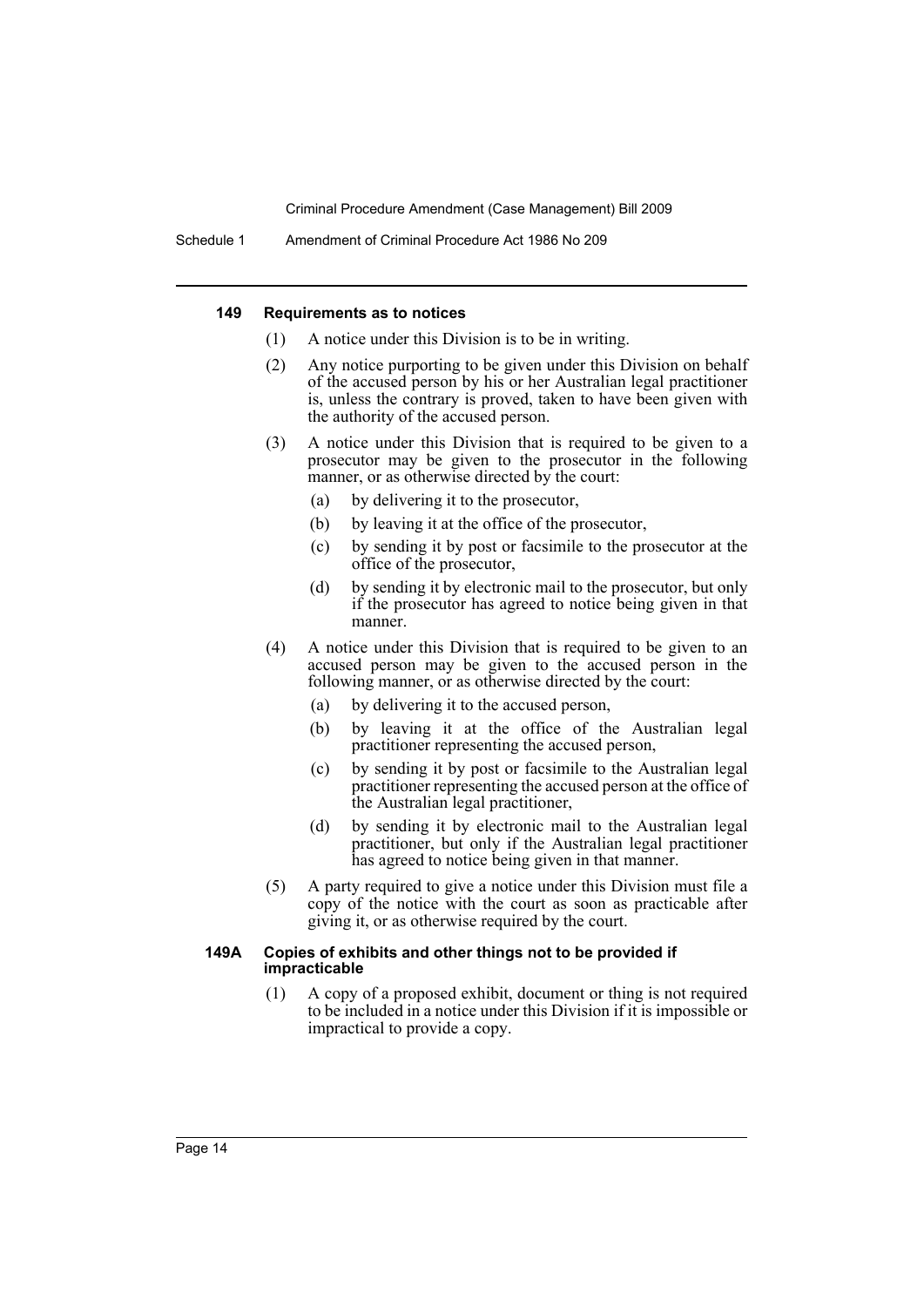#### 149 Requirements as to notices

(1) A notice under this Division is to be in writing.

(2) Any notice purporting to be given under this Division on behalf of the accused person by his or her Australian legal practitioner is, unless the contrary is proved, taken to have been given with the authority of the accused person.

(3) A notice under this Division that is required to be given to a prosecutor may be given to the prosecutor in the following manner, or as otherwise directed by the court:

- (a) by delivering it to the prosecutor,
- (b) by leaving it at the office of the prosecutor,
- (c) by sending it by post or facsimile to the prosecutor at the office of the prosecutor,
- (d) by sending it by electronic mail to the prosecutor, but only if the prosecutor has agreed to notice being given in that manner.

(4) A notice under this Division that is required to be given to an accused person may be given to the accused person in the following manner, or as otherwise directed by the court:

- (a) by delivering it to the accused person,
- (b) by leaving it at the office of the Australian legal practitioner representing the accused person,
- (c) by sending it by post or facsimile to the Australian legal practitioner representing the accused person at the office of the Australian legal practitioner,
- (d) by sending it by electronic mail to the Australian legal practitioner, but only if the Australian legal practitioner has agreed to notice being given in that manner.

(5) A party required to give a notice under this Division must file a copy of the notice with the court as soon as practicable after giving it, or as otherwise required by the court.

#### 149A Copies of exhibits and other things not to be provided if impracticable

(1) A copy of a proposed exhibit, document or thing is not required to be included in a notice under this Division if it is impossible or impractical to provide a copy.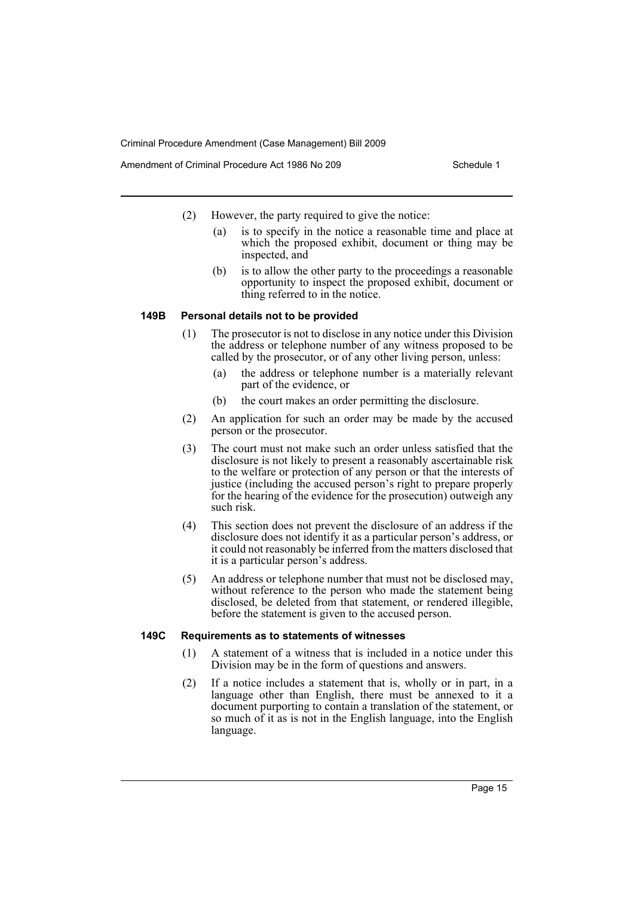(2) However, the party required to give the notice:

(a) is to specify in the notice a reasonable time and place at which the proposed exhibit, document or thing may be inspected, and

(b) is to allow the other party to the proceedings a reasonable opportunity to inspect the proposed exhibit, document or thing referred to in the notice.

#### 149B Personal details not to be provided

(1) The prosecutor is not to disclose in any notice under this Division the address or telephone number of any witness proposed to be called by the prosecutor, or of any other living person, unless:

(a) the address or telephone number is a materially relevant part of the evidence, or

(b) the court makes an order permitting the disclosure.

(2) An application for such an order may be made by the accused person or the prosecutor.

(3) The court must not make such an order unless satisfied that the disclosure is not likely to present a reasonably ascertainable risk to the welfare or protection of any person or that the interests of justice (including the accused person's right to prepare properly for the hearing of the evidence for the prosecution) outweigh any such risk.

(4) This section does not prevent the disclosure of an address if the disclosure does not identify it as a particular person's address, or it could not reasonably be inferred from the matters disclosed that it is a particular person's address.

(5) An address or telephone number that must not be disclosed may, without reference to the person who made the statement being disclosed, be deleted from that statement, or rendered illegible, before the statement is given to the accused person.

#### 149C Requirements as to statements of witnesses

(1) A statement of a witness that is included in a notice under this Division may be in the form of questions and answers.

(2) If a notice includes a statement that is, wholly or in part, in a language other than English, there must be annexed to it a document purporting to contain a translation of the statement, or so much of it as is not in the English language, into the English language.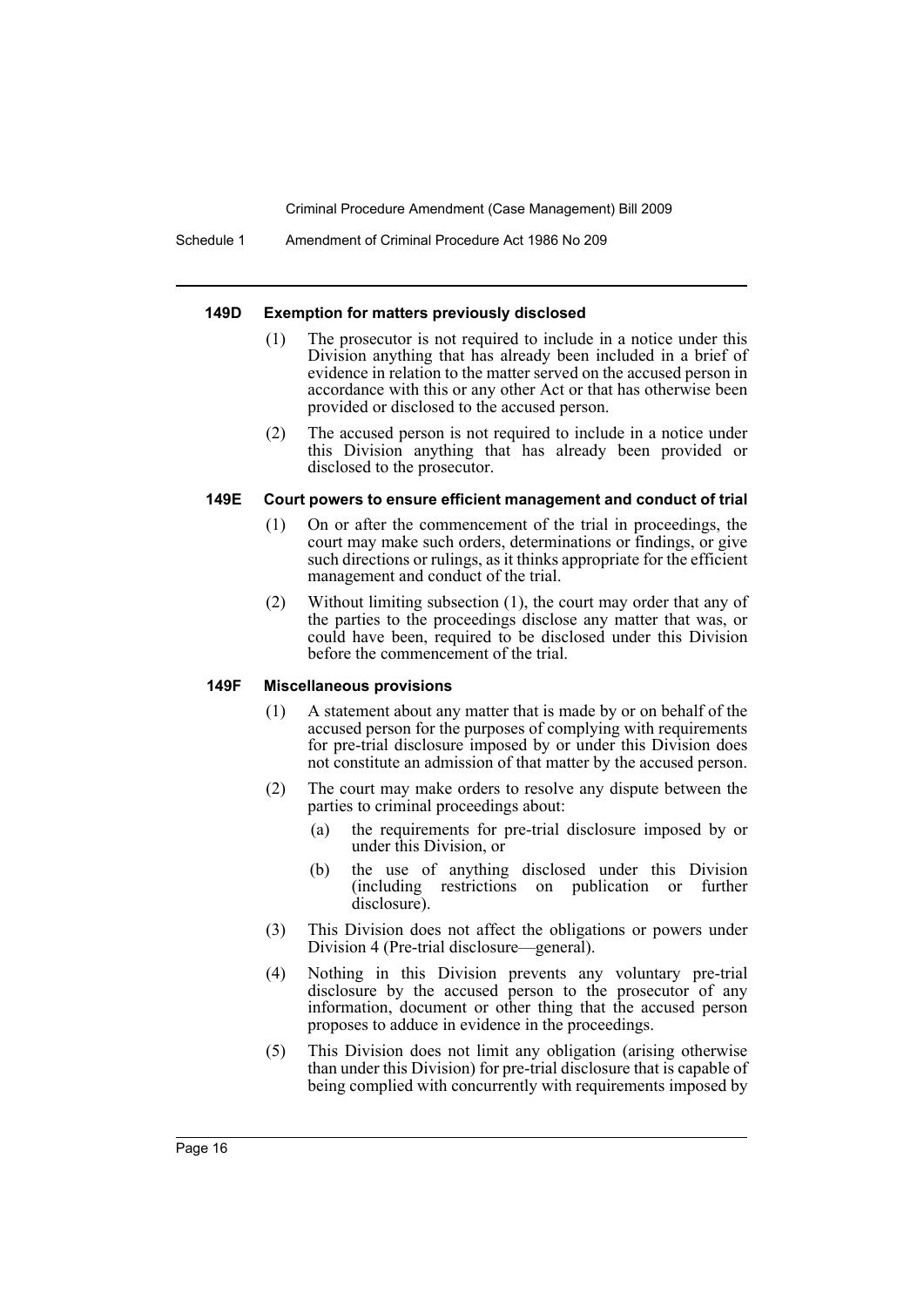#### 149D Exemption for matters previously disclosed

(1) The prosecutor is not required to include in a notice under this Division anything that has already been included in a brief of evidence in relation to the matter served on the accused person in accordance with this or any other Act or that has otherwise been provided or disclosed to the accused person.

(2) The accused person is not required to include in a notice under this Division anything that has already been provided or disclosed to the prosecutor.

#### 149E Court powers to ensure efficient management and conduct of trial

(1) On or after the commencement of the trial in proceedings, the court may make such orders, determinations or findings, or give such directions or rulings, as it thinks appropriate for the efficient management and conduct of the trial.

(2) Without limiting subsection (1), the court may order that any of the parties to the proceedings disclose any matter that was, or could have been, required to be disclosed under this Division before the commencement of the trial.

#### 149F Miscellaneous provisions

(1) A statement about any matter that is made by or on behalf of the accused person for the purposes of complying with requirements for pre-trial disclosure imposed by or under this Division does not constitute an admission of that matter by the accused person.

(2) The court may make orders to resolve any dispute between the parties to criminal proceedings about:

- (a) the requirements for pre-trial disclosure imposed by or under this Division, or
- (b) the use of anything disclosed under this Division (including restrictions on publication or further disclosure).

(3) This Division does not affect the obligations or powers under Division 4 (Pre-trial disclosure—general).

(4) Nothing in this Division prevents any voluntary pre-trial disclosure by the accused person to the prosecutor of any information, document or other thing that the accused person proposes to adduce in evidence in the proceedings.

(5) This Division does not limit any obligation (arising otherwise than under this Division) for pre-trial disclosure that is capable of being complied with concurrently with requirements imposed by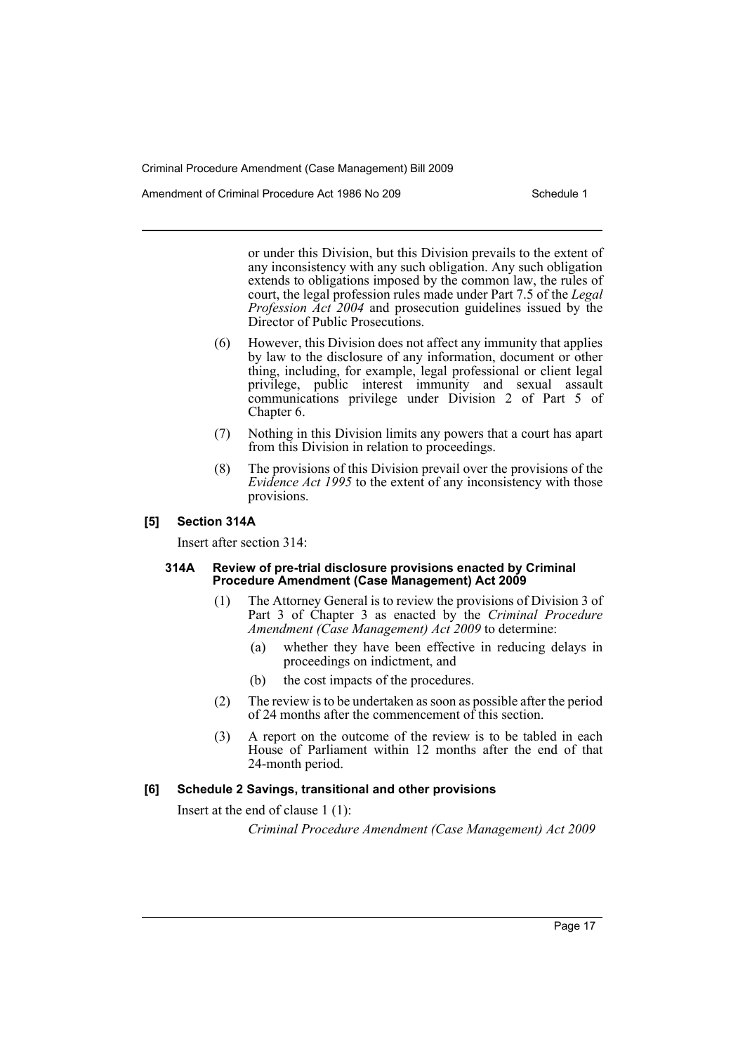or under this Division, but this Division prevails to the extent of any inconsistency with any such obligation. Any such obligation extends to obligations imposed by the common law, the rules of court, the legal profession rules made under Part 7.5 of the *Legal Profession Act 2004* and prosecution guidelines issued by the Director of Public Prosecutions.

(6) However, this Division does not affect any immunity that applies by law to the disclosure of any information, document or other thing, including, for example, legal professional or client legal privilege, public interest immunity and sexual assault communications privilege under Division 2 of Part 5 of Chapter 6.

(7) Nothing in this Division limits any powers that a court has apart from this Division in relation to proceedings.

(8) The provisions of this Division prevail over the provisions of the *Evidence Act 1995* to the extent of any inconsistency with those provisions.

### [5] Section 314A

Insert after section 314:

#### 314A Review of pre-trial disclosure provisions enacted by Criminal Procedure Amendment (Case Management) Act 2009

(1) The Attorney General is to review the provisions of Division 3 of Part 3 of Chapter 3 as enacted by the *Criminal Procedure Amendment (Case Management) Act 2009* to determine:

(a) whether they have been effective in reducing delays in proceedings on indictment, and

(b) the cost impacts of the procedures.

(2) The review is to be undertaken as soon as possible after the period of 24 months after the commencement of this section.

(3) A report on the outcome of the review is to be tabled in each House of Parliament within 12 months after the end of that 24-month period.

### [6] Schedule 2 Savings, transitional and other provisions

Insert at the end of clause 1 (1):

*Criminal Procedure Amendment (Case Management) Act 2009*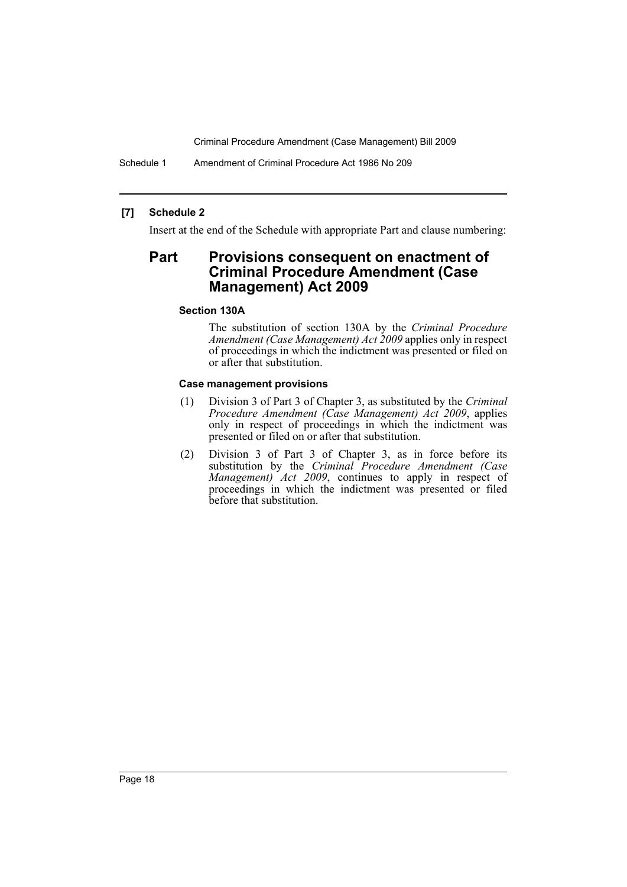## [7] Schedule 2

Insert at the end of the Schedule with appropriate Part and clause numbering:

# Part Provisions consequent on enactment of Criminal Procedure Amendment (Case Management) Act 2009

### Section 130A

The substitution of section 130A by the *Criminal Procedure Amendment (Case Management) Act 2009* applies only in respect of proceedings in which the indictment was presented or filed on or after that substitution.

### Case management provisions

(1) Division 3 of Part 3 of Chapter 3, as substituted by the *Criminal Procedure Amendment (Case Management) Act 2009*, applies only in respect of proceedings in which the indictment was presented or filed on or after that substitution.

(2) Division 3 of Part 3 of Chapter 3, as in force before its substitution by the *Criminal Procedure Amendment (Case Management) Act 2009*, continues to apply in respect of proceedings in which the indictment was presented or filed before that substitution.